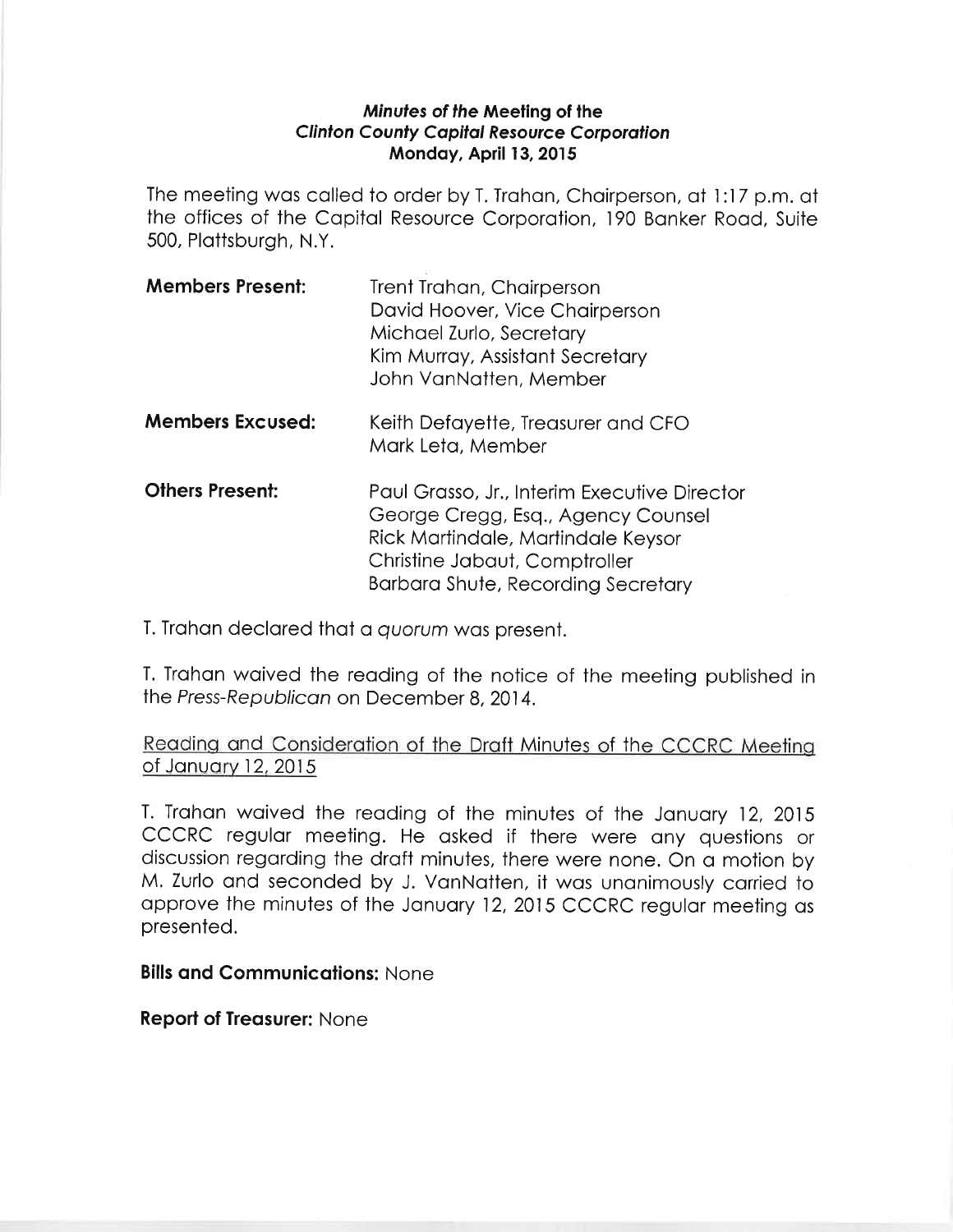**_Minutes of the Meeting of the_**
**_Clinton County Capital Resource Corporation_**
**Monday, April 13, 2015**

The meeting was called to order by T. Trahan, Chairperson, at 1:17 p.m. at the offices of the Capital Resource Corporation, 190 Banker Road, Suite 500, Plattsburgh, N.Y.

| | |
|---|---|
| **Members Present:** | Trent Trahan, Chairperson<br>David Hoover, Vice Chairperson<br>Michael Zurlo, Secretary<br>Kim Murray, Assistant Secretary<br>John VanNatten, Member |
| **Members Excused:** | Keith Defayette, Treasurer and CFO<br>Mark Leta, Member |
| **Others Present:** | Paul Grasso, Jr., Interim Executive Director<br>George Cregg, Esq., Agency Counsel<br>Rick Martindale, Martindale Keysor<br>Christine Jabaut, Comptroller<br>Barbara Shute, Recording Secretary |

T. Trahan declared that a *quorum* was present.

T. Trahan waived the reading of the notice of the meeting published in the *Press-Republican* on December 8, 2014.

<u>Reading and Consideration of the Draft Minutes of the CCCRC Meeting of January 12, 2015</u>

T. Trahan waived the reading of the minutes of the January 12, 2015 CCCRC regular meeting. He asked if there were any questions or discussion regarding the draft minutes, there were none. On a motion by M. Zurlo and seconded by J. VanNatten, it was unanimously carried to approve the minutes of the January 12, 2015 CCCRC regular meeting as presented.

**Bills and Communications:** None

**Report of Treasurer:** None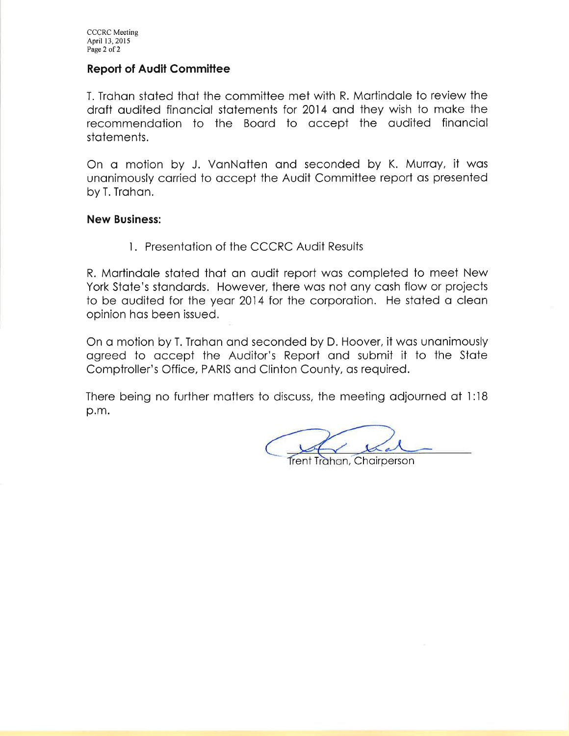**Report of Audit Committee**

T. Trahan stated that the committee met with R. Martindale to review the draft audited financial statements for 2014 and they wish to make the recommendation to the Board to accept the audited financial statements.

On a motion by J. VanNatten and seconded by K. Murray, it was unanimously carried to accept the Audit Committee report as presented by T. Trahan.

**New Business:**

1. Presentation of the CCCRC Audit Results

R. Martindale stated that an audit report was completed to meet New York State's standards. However, there was not any cash flow or projects to be audited for the year 2014 for the corporation. He stated a clean opinion has been issued.

On a motion by T. Trahan and seconded by D. Hoover, it was unanimously agreed to accept the Auditor's Report and submit it to the State Comptroller's Office, PARIS and Clinton County, as required.

There being no further matters to discuss, the meeting adjourned at 1:18 p.m.

Trent Trahan, Chairperson